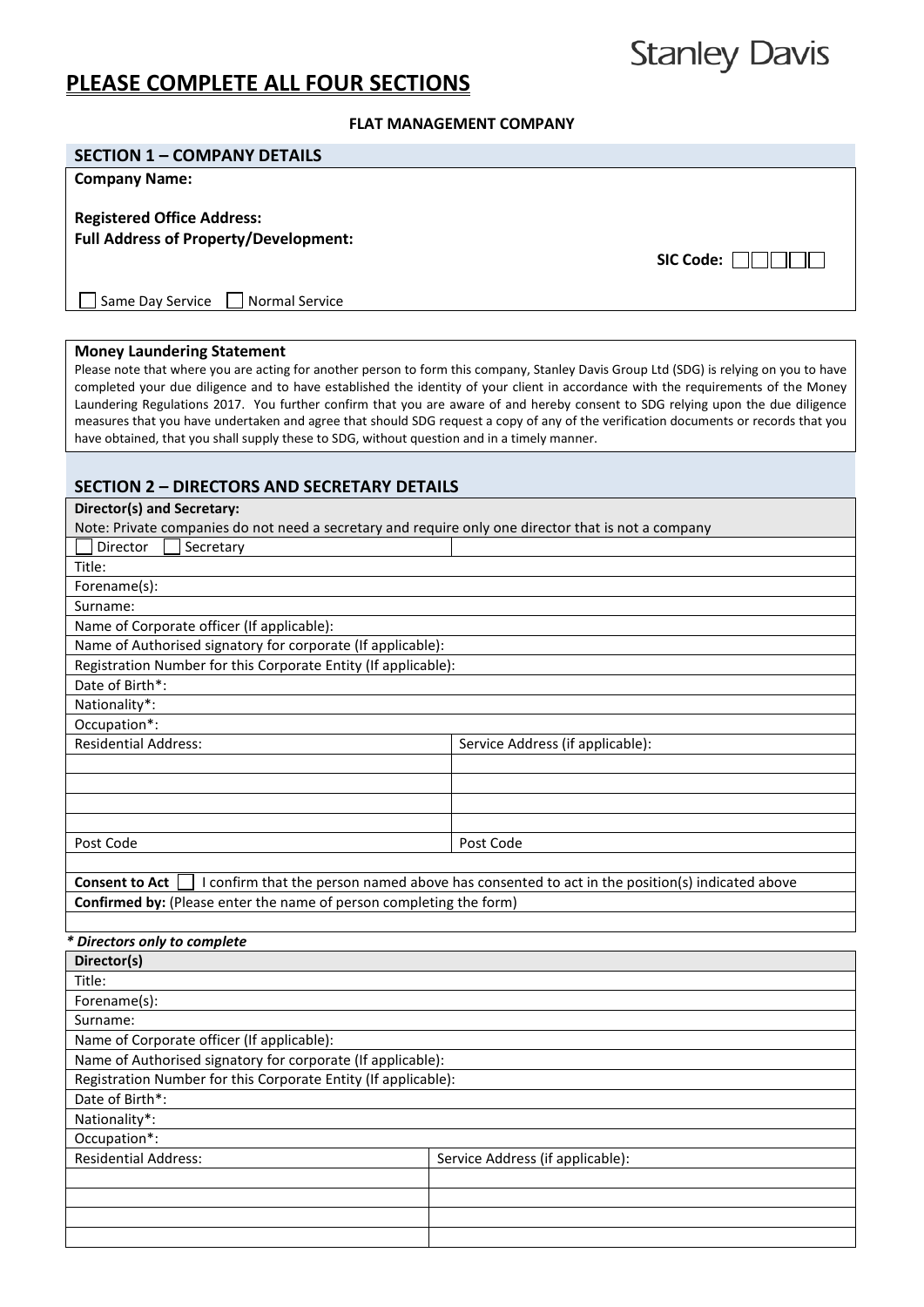Stanley Davis

# PLEASE COMPLETE ALL FOUR SECTIONS

**FLAT MANAGEMENT COMPANY**

## SECTION 1 – COMPANY DETAILS

**Company Name:**

**Registered Office Address:**

**Full Address of Property/Development:**

**SIC Code:** ☐☐☐☐☐

☐ Same Day Service ☐ Normal Service

**Money Laundering Statement**

Please note that where you are acting for another person to form this company, Stanley Davis Group Ltd (SDG) is relying on you to have completed your due diligence and to have established the identity of your client in accordance with the requirements of the Money Laundering Regulations 2017. You further confirm that you are aware of and hereby consent to SDG relying upon the due diligence measures that you have undertaken and agree that should SDG request a copy of any of the verification documents or records that you have obtained, that you shall supply these to SDG, without question and in a timely manner.

## SECTION 2 – DIRECTORS AND SECRETARY DETAILS

| **Director(s) and Secretary:** Note: Private companies do not need a secretary and require only one director that is not a company | |
|---|---|
| ☐ Director ☐ Secretary | |
| Title: | |
| Forename(s): | |
| Surname: | |
| Name of Corporate officer (If applicable): | |
| Name of Authorised signatory for corporate (If applicable): | |
| Registration Number for this Corporate Entity (If applicable): | |
| Date of Birth*: | |
| Nationality*: | |
| Occupation*: | |
| Residential Address: | Service Address (if applicable): |
| | |
| | |
| | |
| | |
| Post Code | Post Code |
| | |
| **Consent to Act** ☐ I confirm that the person named above has consented to act in the position(s) indicated above | |
| **Confirmed by:** (Please enter the name of person completing the form) | |
| | |

***\* Directors only to complete***

| **Director(s)** | |
|---|---|
| Title: | |
| Forename(s): | |
| Surname: | |
| Name of Corporate officer (If applicable): | |
| Name of Authorised signatory for corporate (If applicable): | |
| Registration Number for this Corporate Entity (If applicable): | |
| Date of Birth*: | |
| Nationality*: | |
| Occupation*: | |
| Residential Address: | Service Address (if applicable): |
| | |
| | |
| | |
| | |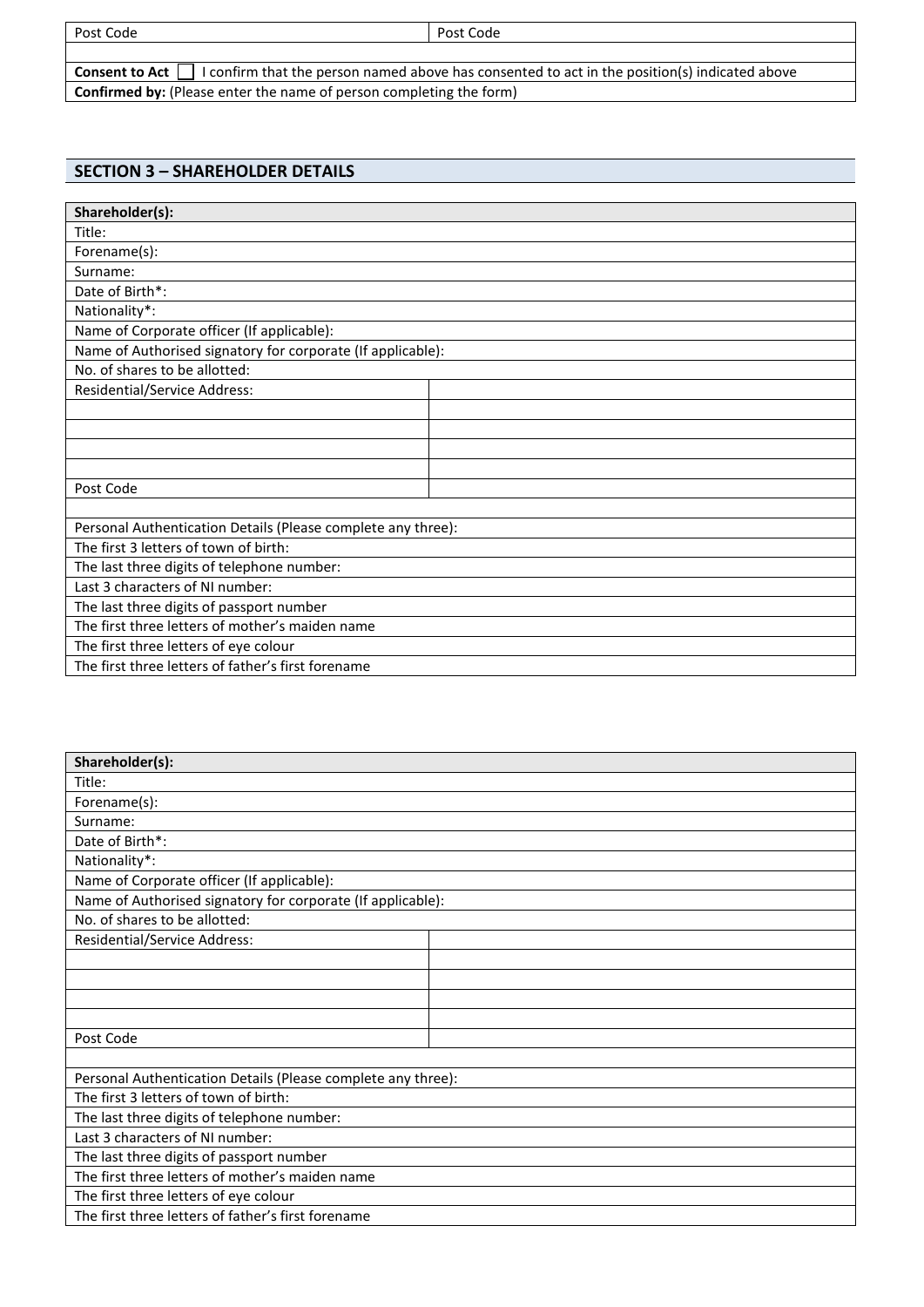| Post Code | Post Code |
|---|---|
| | |
| **Consent to Act** ☐ I confirm that the person named above has consented to act in the position(s) indicated above | |
| **Confirmed by:** (Please enter the name of person completing the form) | |

## SECTION 3 – SHAREHOLDER DETAILS

| **Shareholder(s):** | |
|---|---|
| Title: | |
| Forename(s): | |
| Surname: | |
| Date of Birth*: | |
| Nationality*: | |
| Name of Corporate officer (If applicable): | |
| Name of Authorised signatory for corporate (If applicable): | |
| No. of shares to be allotted: | |
| Residential/Service Address: | |
| | |
| | |
| | |
| | |
| Post Code | |
| | |
| Personal Authentication Details (Please complete any three): | |
| The first 3 letters of town of birth: | |
| The last three digits of telephone number: | |
| Last 3 characters of NI number: | |
| The last three digits of passport number | |
| The first three letters of mother's maiden name | |
| The first three letters of eye colour | |
| The first three letters of father's first forename | |

| **Shareholder(s):** | |
|---|---|
| Title: | |
| Forename(s): | |
| Surname: | |
| Date of Birth*: | |
| Nationality*: | |
| Name of Corporate officer (If applicable): | |
| Name of Authorised signatory for corporate (If applicable): | |
| No. of shares to be allotted: | |
| Residential/Service Address: | |
| | |
| | |
| | |
| | |
| Post Code | |
| | |
| Personal Authentication Details (Please complete any three): | |
| The first 3 letters of town of birth: | |
| The last three digits of telephone number: | |
| Last 3 characters of NI number: | |
| The last three digits of passport number | |
| The first three letters of mother's maiden name | |
| The first three letters of eye colour | |
| The first three letters of father's first forename | |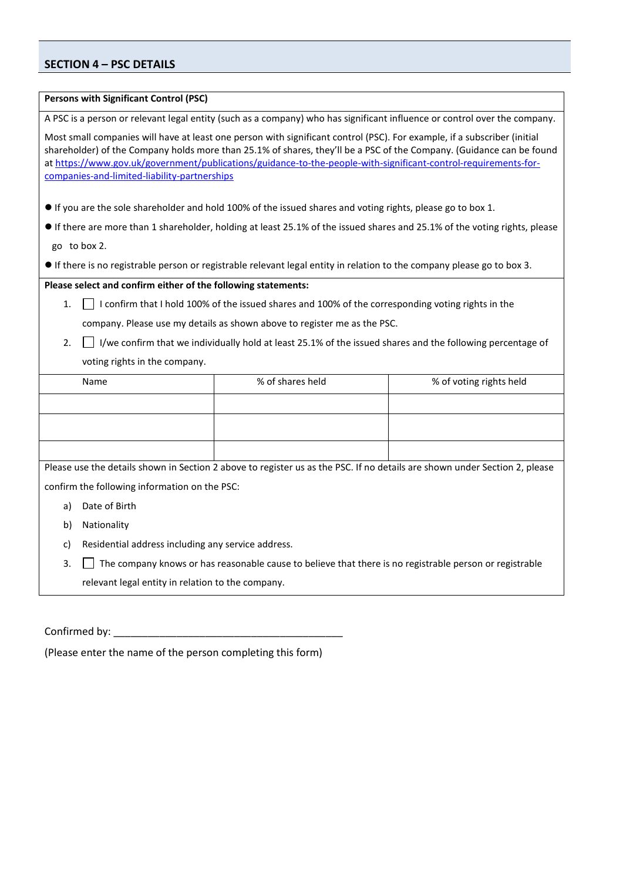## SECTION 4 – PSC DETAILS

**Persons with Significant Control (PSC)**

A PSC is a person or relevant legal entity (such as a company) who has significant influence or control over the company.

Most small companies will have at least one person with significant control (PSC). For example, if a subscriber (initial shareholder) of the Company holds more than 25.1% of shares, they'll be a PSC of the Company. (Guidance can be found at https://www.gov.uk/government/publications/guidance-to-the-people-with-significant-control-requirements-for-companies-and-limited-liability-partnerships

- If you are the sole shareholder and hold 100% of the issued shares and voting rights, please go to box 1.
- If there are more than 1 shareholder, holding at least 25.1% of the issued shares and 25.1% of the voting rights, please go to box 2.
- If there is no registrable person or registrable relevant legal entity in relation to the company please go to box 3.

**Please select and confirm either of the following statements:**

1. ☐ I confirm that I hold 100% of the issued shares and 100% of the corresponding voting rights in the company. Please use my details as shown above to register me as the PSC.
2. ☐ I/we confirm that we individually hold at least 25.1% of the issued shares and the following percentage of voting rights in the company.

| Name | % of shares held | % of voting rights held |
|---|---|---|
| | | |
| | | |
| | | |

Please use the details shown in Section 2 above to register us as the PSC. If no details are shown under Section 2, please confirm the following information on the PSC:

a) Date of Birth
b) Nationality
c) Residential address including any service address.

3. ☐ The company knows or has reasonable cause to believe that there is no registrable person or registrable relevant legal entity in relation to the company.

Confirmed by: ________________________________________

(Please enter the name of the person completing this form)